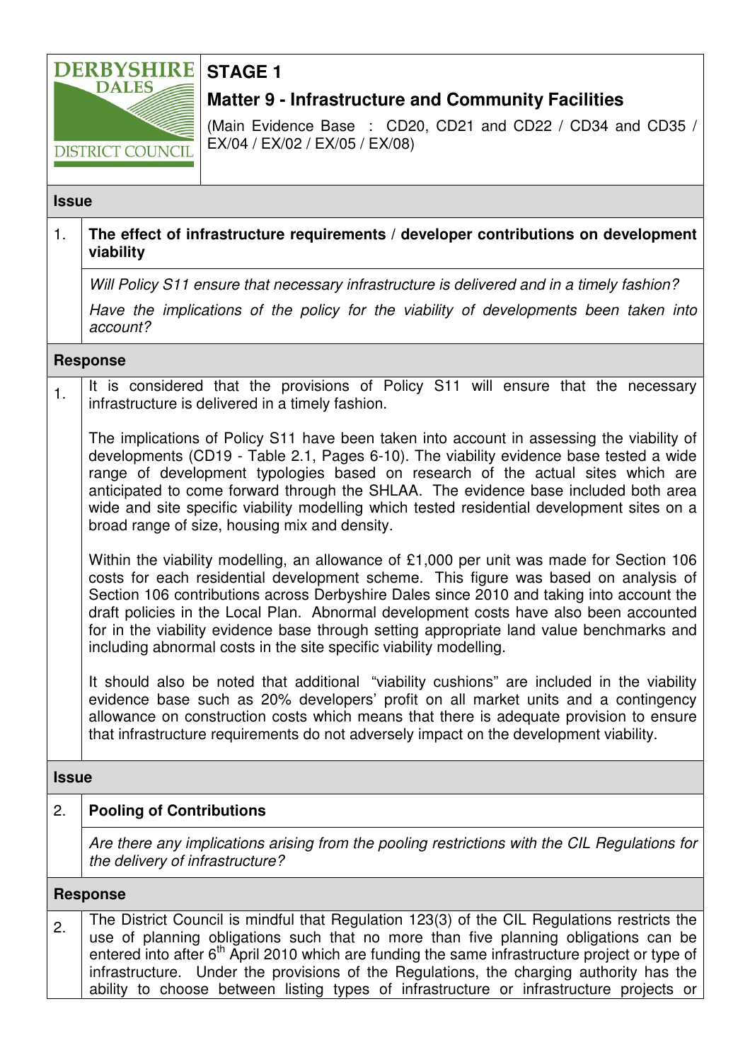**DERBYSHIRE DALES DISTRICT COUNCIL**

# STAGE 1

## Matter 9 - Infrastructure and Community Facilities

(Main Evidence Base : CD20, CD21 and CD22 / CD34 and CD35 / EX/04 / EX/02 / EX/05 / EX/08)

### Issue

1. **The effect of infrastructure requirements / developer contributions on development viability**

*Will Policy S11 ensure that necessary infrastructure is delivered and in a timely fashion?*

*Have the implications of the policy for the viability of developments been taken into account?*

### Response

1. It is considered that the provisions of Policy S11 will ensure that the necessary infrastructure is delivered in a timely fashion.

The implications of Policy S11 have been taken into account in assessing the viability of developments (CD19 - Table 2.1, Pages 6-10). The viability evidence base tested a wide range of development typologies based on research of the actual sites which are anticipated to come forward through the SHLAA. The evidence base included both area wide and site specific viability modelling which tested residential development sites on a broad range of size, housing mix and density.

Within the viability modelling, an allowance of £1,000 per unit was made for Section 106 costs for each residential development scheme. This figure was based on analysis of Section 106 contributions across Derbyshire Dales since 2010 and taking into account the draft policies in the Local Plan. Abnormal development costs have also been accounted for in the viability evidence base through setting appropriate land value benchmarks and including abnormal costs in the site specific viability modelling.

It should also be noted that additional "viability cushions" are included in the viability evidence base such as 20% developers' profit on all market units and a contingency allowance on construction costs which means that there is adequate provision to ensure that infrastructure requirements do not adversely impact on the development viability.

### Issue

2. **Pooling of Contributions**

*Are there any implications arising from the pooling restrictions with the CIL Regulations for the delivery of infrastructure?*

### Response

2. The District Council is mindful that Regulation 123(3) of the CIL Regulations restricts the use of planning obligations such that no more than five planning obligations can be entered into after 6th April 2010 which are funding the same infrastructure project or type of infrastructure. Under the provisions of the Regulations, the charging authority has the ability to choose between listing types of infrastructure or infrastructure projects or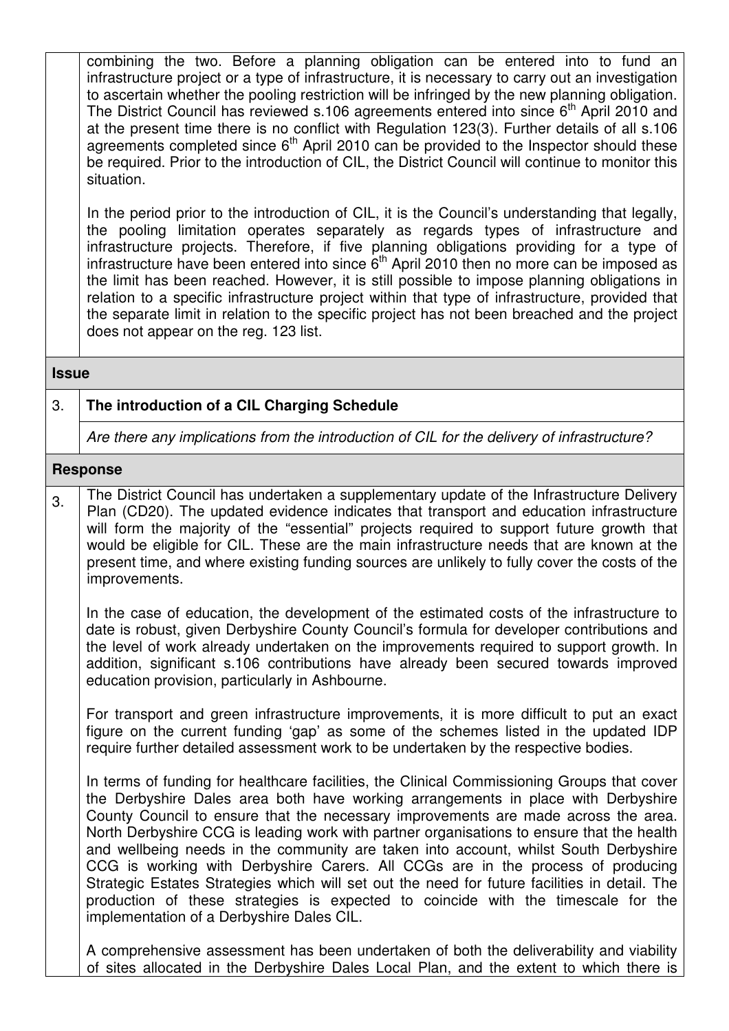combining the two. Before a planning obligation can be entered into to fund an infrastructure project or a type of infrastructure, it is necessary to carry out an investigation to ascertain whether the pooling restriction will be infringed by the new planning obligation. The District Council has reviewed s.106 agreements entered into since 6th April 2010 and at the present time there is no conflict with Regulation 123(3). Further details of all s.106 agreements completed since 6th April 2010 can be provided to the Inspector should these be required. Prior to the introduction of CIL, the District Council will continue to monitor this situation.

In the period prior to the introduction of CIL, it is the Council's understanding that legally, the pooling limitation operates separately as regards types of infrastructure and infrastructure projects. Therefore, if five planning obligations providing for a type of infrastructure have been entered into since 6th April 2010 then no more can be imposed as the limit has been reached. However, it is still possible to impose planning obligations in relation to a specific infrastructure project within that type of infrastructure, provided that the separate limit in relation to the specific project has not been breached and the project does not appear on the reg. 123 list.

## Issue

### 3. The introduction of a CIL Charging Schedule

*Are there any implications from the introduction of CIL for the delivery of infrastructure?*

## Response

3. The District Council has undertaken a supplementary update of the Infrastructure Delivery Plan (CD20). The updated evidence indicates that transport and education infrastructure will form the majority of the "essential" projects required to support future growth that would be eligible for CIL. These are the main infrastructure needs that are known at the present time, and where existing funding sources are unlikely to fully cover the costs of the improvements.

In the case of education, the development of the estimated costs of the infrastructure to date is robust, given Derbyshire County Council's formula for developer contributions and the level of work already undertaken on the improvements required to support growth. In addition, significant s.106 contributions have already been secured towards improved education provision, particularly in Ashbourne.

For transport and green infrastructure improvements, it is more difficult to put an exact figure on the current funding 'gap' as some of the schemes listed in the updated IDP require further detailed assessment work to be undertaken by the respective bodies.

In terms of funding for healthcare facilities, the Clinical Commissioning Groups that cover the Derbyshire Dales area both have working arrangements in place with Derbyshire County Council to ensure that the necessary improvements are made across the area. North Derbyshire CCG is leading work with partner organisations to ensure that the health and wellbeing needs in the community are taken into account, whilst South Derbyshire CCG is working with Derbyshire Carers. All CCGs are in the process of producing Strategic Estates Strategies which will set out the need for future facilities in detail. The production of these strategies is expected to coincide with the timescale for the implementation of a Derbyshire Dales CIL.

A comprehensive assessment has been undertaken of both the deliverability and viability of sites allocated in the Derbyshire Dales Local Plan, and the extent to which there is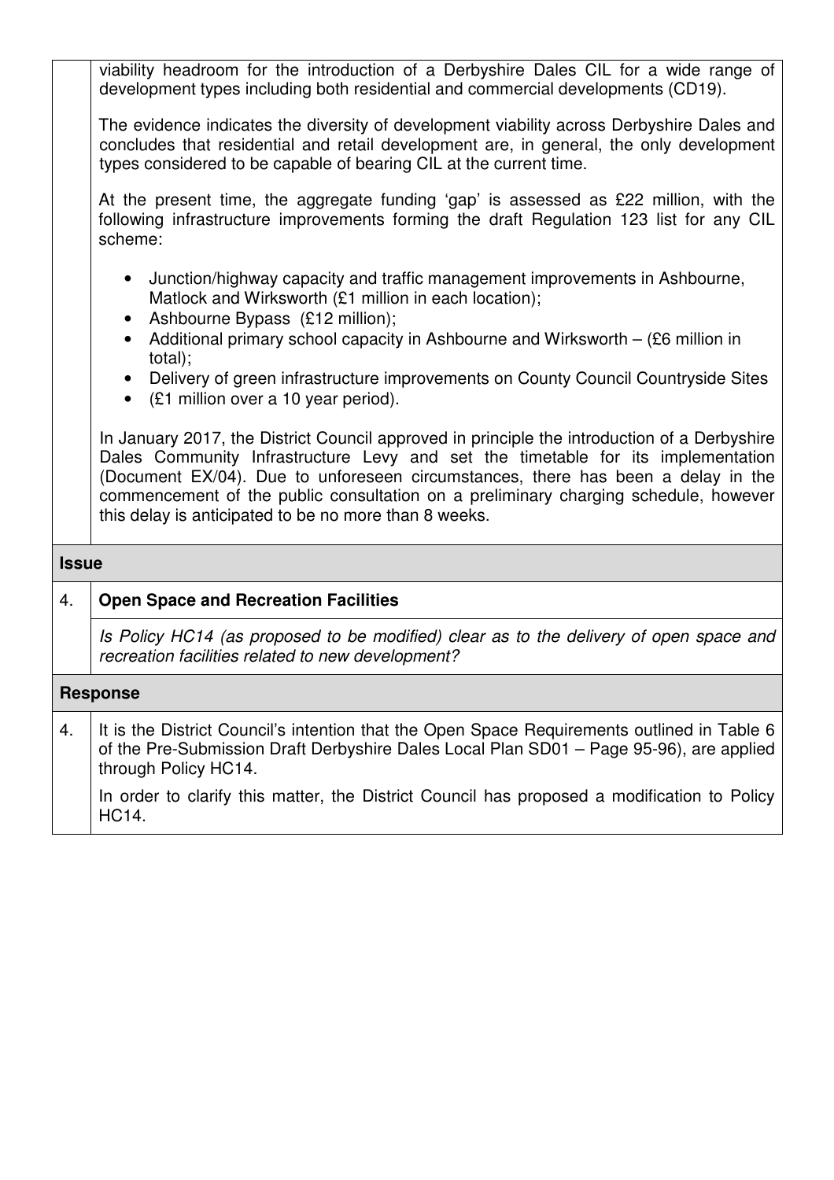viability headroom for the introduction of a Derbyshire Dales CIL for a wide range of development types including both residential and commercial developments (CD19).

The evidence indicates the diversity of development viability across Derbyshire Dales and concludes that residential and retail development are, in general, the only development types considered to be capable of bearing CIL at the current time.

At the present time, the aggregate funding 'gap' is assessed as £22 million, with the following infrastructure improvements forming the draft Regulation 123 list for any CIL scheme:

- Junction/highway capacity and traffic management improvements in Ashbourne, Matlock and Wirksworth (£1 million in each location);
- Ashbourne Bypass (£12 million);
- Additional primary school capacity in Ashbourne and Wirksworth – (£6 million in total);
- Delivery of green infrastructure improvements on County Council Countryside Sites
- (£1 million over a 10 year period).

In January 2017, the District Council approved in principle the introduction of a Derbyshire Dales Community Infrastructure Levy and set the timetable for its implementation (Document EX/04). Due to unforeseen circumstances, there has been a delay in the commencement of the public consultation on a preliminary charging schedule, however this delay is anticipated to be no more than 8 weeks.

## Issue

**4. Open Space and Recreation Facilities**

*Is Policy HC14 (as proposed to be modified) clear as to the delivery of open space and recreation facilities related to new development?*

## Response

4. It is the District Council's intention that the Open Space Requirements outlined in Table 6 of the Pre-Submission Draft Derbyshire Dales Local Plan SD01 – Page 95-96), are applied through Policy HC14.

In order to clarify this matter, the District Council has proposed a modification to Policy HC14.